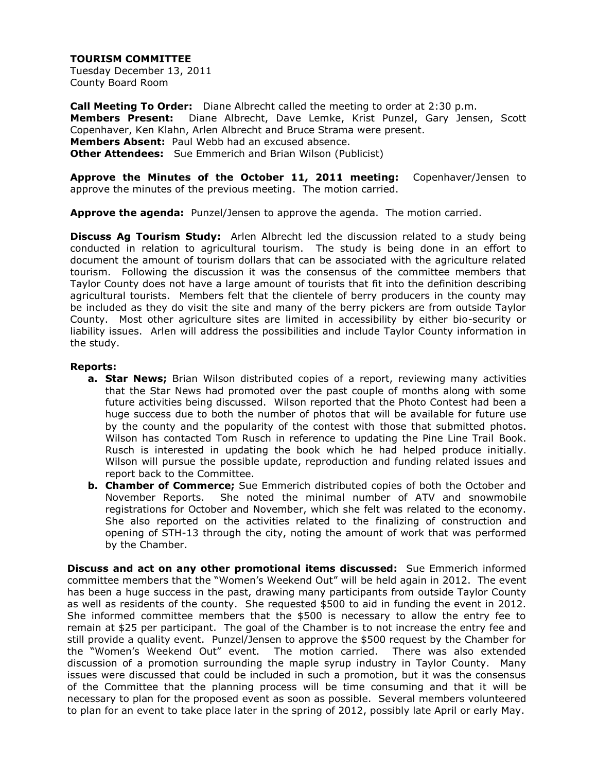**TOURISM COMMITTEE**
Tuesday December 13, 2011
County Board Room

**Call Meeting To Order:** Diane Albrecht called the meeting to order at 2:30 p.m.
**Members Present:** Diane Albrecht, Dave Lemke, Krist Punzel, Gary Jensen, Scott Copenhaver, Ken Klahn, Arlen Albrecht and Bruce Strama were present.
**Members Absent:** Paul Webb had an excused absence.
**Other Attendees:** Sue Emmerich and Brian Wilson (Publicist)

**Approve the Minutes of the October 11, 2011 meeting:** Copenhaver/Jensen to approve the minutes of the previous meeting. The motion carried.

**Approve the agenda:** Punzel/Jensen to approve the agenda. The motion carried.

**Discuss Ag Tourism Study:** Arlen Albrecht led the discussion related to a study being conducted in relation to agricultural tourism. The study is being done in an effort to document the amount of tourism dollars that can be associated with the agriculture related tourism. Following the discussion it was the consensus of the committee members that Taylor County does not have a large amount of tourists that fit into the definition describing agricultural tourists. Members felt that the clientele of berry producers in the county may be included as they do visit the site and many of the berry pickers are from outside Taylor County. Most other agriculture sites are limited in accessibility by either bio-security or liability issues. Arlen will address the possibilities and include Taylor County information in the study.

**Reports:**

- **a. Star News;** Brian Wilson distributed copies of a report, reviewing many activities that the Star News had promoted over the past couple of months along with some future activities being discussed. Wilson reported that the Photo Contest had been a huge success due to both the number of photos that will be available for future use by the county and the popularity of the contest with those that submitted photos. Wilson has contacted Tom Rusch in reference to updating the Pine Line Trail Book. Rusch is interested in updating the book which he had helped produce initially. Wilson will pursue the possible update, reproduction and funding related issues and report back to the Committee.
- **b. Chamber of Commerce;** Sue Emmerich distributed copies of both the October and November Reports. She noted the minimal number of ATV and snowmobile registrations for October and November, which she felt was related to the economy. She also reported on the activities related to the finalizing of construction and opening of STH-13 through the city, noting the amount of work that was performed by the Chamber.

**Discuss and act on any other promotional items discussed:** Sue Emmerich informed committee members that the "Women's Weekend Out" will be held again in 2012. The event has been a huge success in the past, drawing many participants from outside Taylor County as well as residents of the county. She requested $500 to aid in funding the event in 2012. She informed committee members that the $500 is necessary to allow the entry fee to remain at $25 per participant. The goal of the Chamber is to not increase the entry fee and still provide a quality event. Punzel/Jensen to approve the $500 request by the Chamber for the "Women's Weekend Out" event. The motion carried. There was also extended discussion of a promotion surrounding the maple syrup industry in Taylor County. Many issues were discussed that could be included in such a promotion, but it was the consensus of the Committee that the planning process will be time consuming and that it will be necessary to plan for the proposed event as soon as possible. Several members volunteered to plan for an event to take place later in the spring of 2012, possibly late April or early May.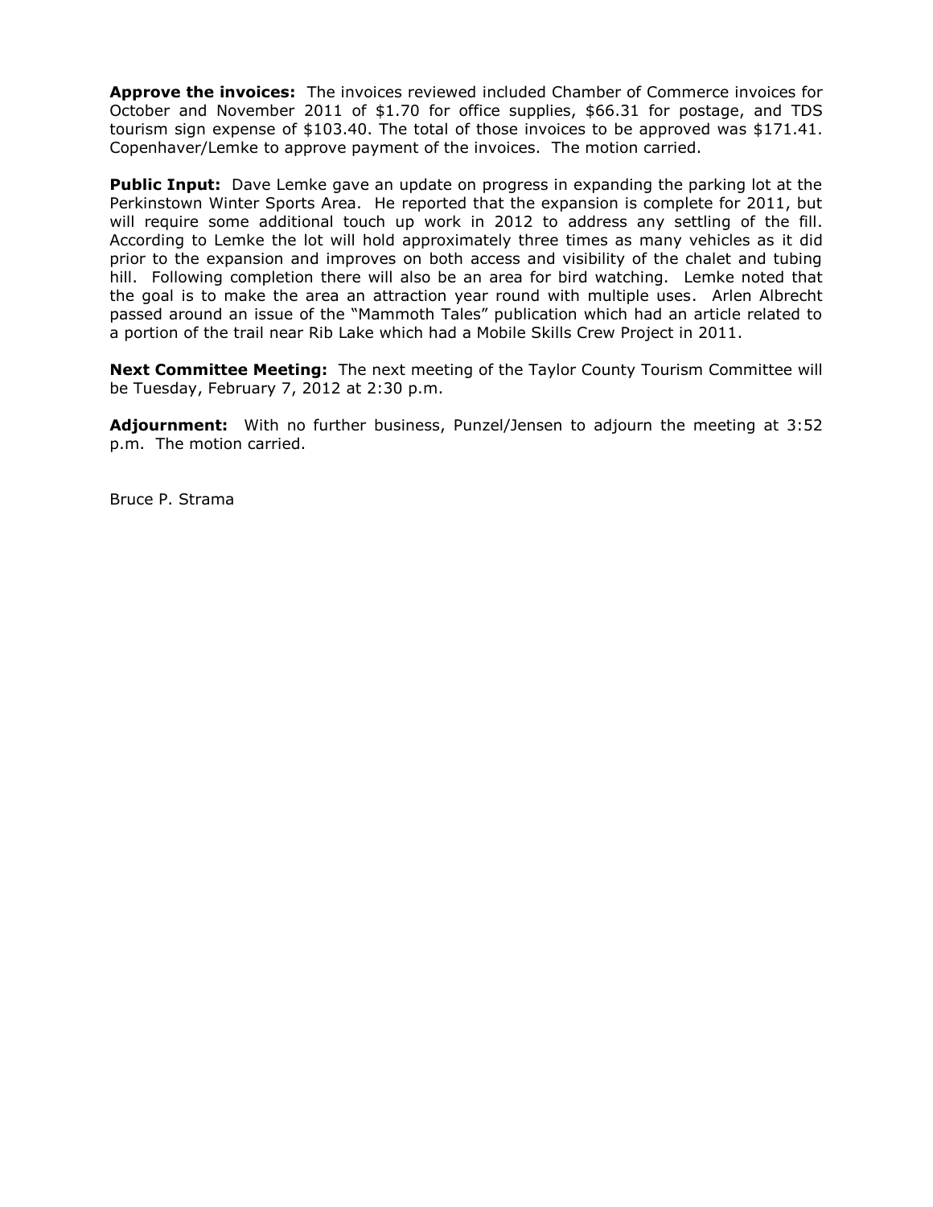**Approve the invoices:** The invoices reviewed included Chamber of Commerce invoices for October and November 2011 of $1.70 for office supplies, $66.31 for postage, and TDS tourism sign expense of $103.40. The total of those invoices to be approved was $171.41. Copenhaver/Lemke to approve payment of the invoices. The motion carried.

**Public Input:** Dave Lemke gave an update on progress in expanding the parking lot at the Perkinstown Winter Sports Area. He reported that the expansion is complete for 2011, but will require some additional touch up work in 2012 to address any settling of the fill. According to Lemke the lot will hold approximately three times as many vehicles as it did prior to the expansion and improves on both access and visibility of the chalet and tubing hill. Following completion there will also be an area for bird watching. Lemke noted that the goal is to make the area an attraction year round with multiple uses. Arlen Albrecht passed around an issue of the "Mammoth Tales" publication which had an article related to a portion of the trail near Rib Lake which had a Mobile Skills Crew Project in 2011.

**Next Committee Meeting:** The next meeting of the Taylor County Tourism Committee will be Tuesday, February 7, 2012 at 2:30 p.m.

**Adjournment:** With no further business, Punzel/Jensen to adjourn the meeting at 3:52 p.m. The motion carried.

Bruce P. Strama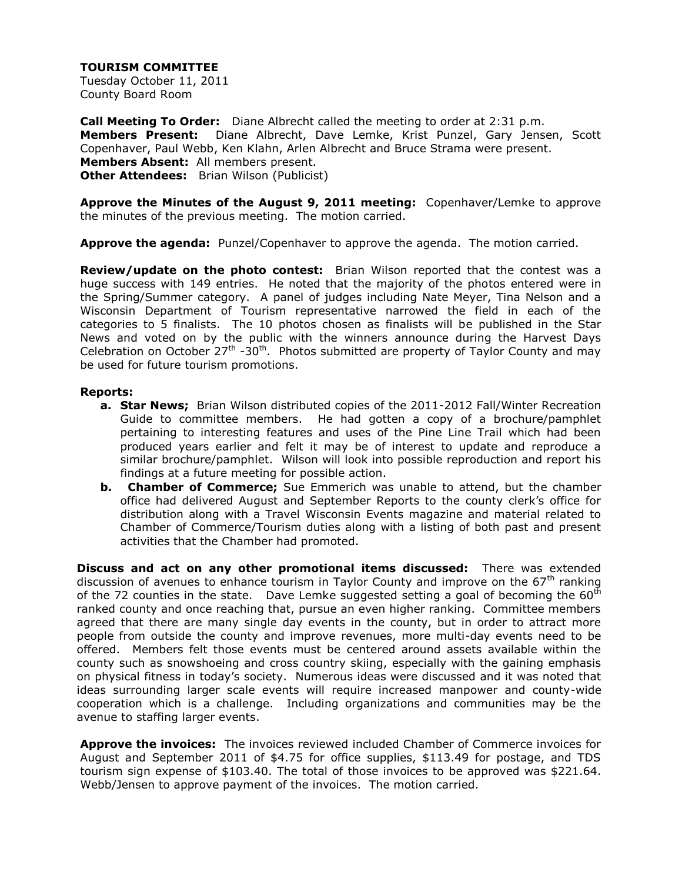**TOURISM COMMITTEE**
Tuesday October 11, 2011
County Board Room

**Call Meeting To Order:** Diane Albrecht called the meeting to order at 2:31 p.m.
**Members Present:** Diane Albrecht, Dave Lemke, Krist Punzel, Gary Jensen, Scott Copenhaver, Paul Webb, Ken Klahn, Arlen Albrecht and Bruce Strama were present.
**Members Absent:** All members present.
**Other Attendees:** Brian Wilson (Publicist)

**Approve the Minutes of the August 9, 2011 meeting:** Copenhaver/Lemke to approve the minutes of the previous meeting. The motion carried.

**Approve the agenda:** Punzel/Copenhaver to approve the agenda. The motion carried.

**Review/update on the photo contest:** Brian Wilson reported that the contest was a huge success with 149 entries. He noted that the majority of the photos entered were in the Spring/Summer category. A panel of judges including Nate Meyer, Tina Nelson and a Wisconsin Department of Tourism representative narrowed the field in each of the categories to 5 finalists. The 10 photos chosen as finalists will be published in the Star News and voted on by the public with the winners announce during the Harvest Days Celebration on October 27th -30th. Photos submitted are property of Taylor County and may be used for future tourism promotions.

**Reports:**

- **a. Star News;** Brian Wilson distributed copies of the 2011-2012 Fall/Winter Recreation Guide to committee members. He had gotten a copy of a brochure/pamphlet pertaining to interesting features and uses of the Pine Line Trail which had been produced years earlier and felt it may be of interest to update and reproduce a similar brochure/pamphlet. Wilson will look into possible reproduction and report his findings at a future meeting for possible action.
- **b. Chamber of Commerce;** Sue Emmerich was unable to attend, but the chamber office had delivered August and September Reports to the county clerk's office for distribution along with a Travel Wisconsin Events magazine and material related to Chamber of Commerce/Tourism duties along with a listing of both past and present activities that the Chamber had promoted.

**Discuss and act on any other promotional items discussed:** There was extended discussion of avenues to enhance tourism in Taylor County and improve on the 67th ranking of the 72 counties in the state. Dave Lemke suggested setting a goal of becoming the 60th ranked county and once reaching that, pursue an even higher ranking. Committee members agreed that there are many single day events in the county, but in order to attract more people from outside the county and improve revenues, more multi-day events need to be offered. Members felt those events must be centered around assets available within the county such as snowshoeing and cross country skiing, especially with the gaining emphasis on physical fitness in today's society. Numerous ideas were discussed and it was noted that ideas surrounding larger scale events will require increased manpower and county-wide cooperation which is a challenge. Including organizations and communities may be the avenue to staffing larger events.

**Approve the invoices:** The invoices reviewed included Chamber of Commerce invoices for August and September 2011 of $4.75 for office supplies, $113.49 for postage, and TDS tourism sign expense of $103.40. The total of those invoices to be approved was $221.64. Webb/Jensen to approve payment of the invoices. The motion carried.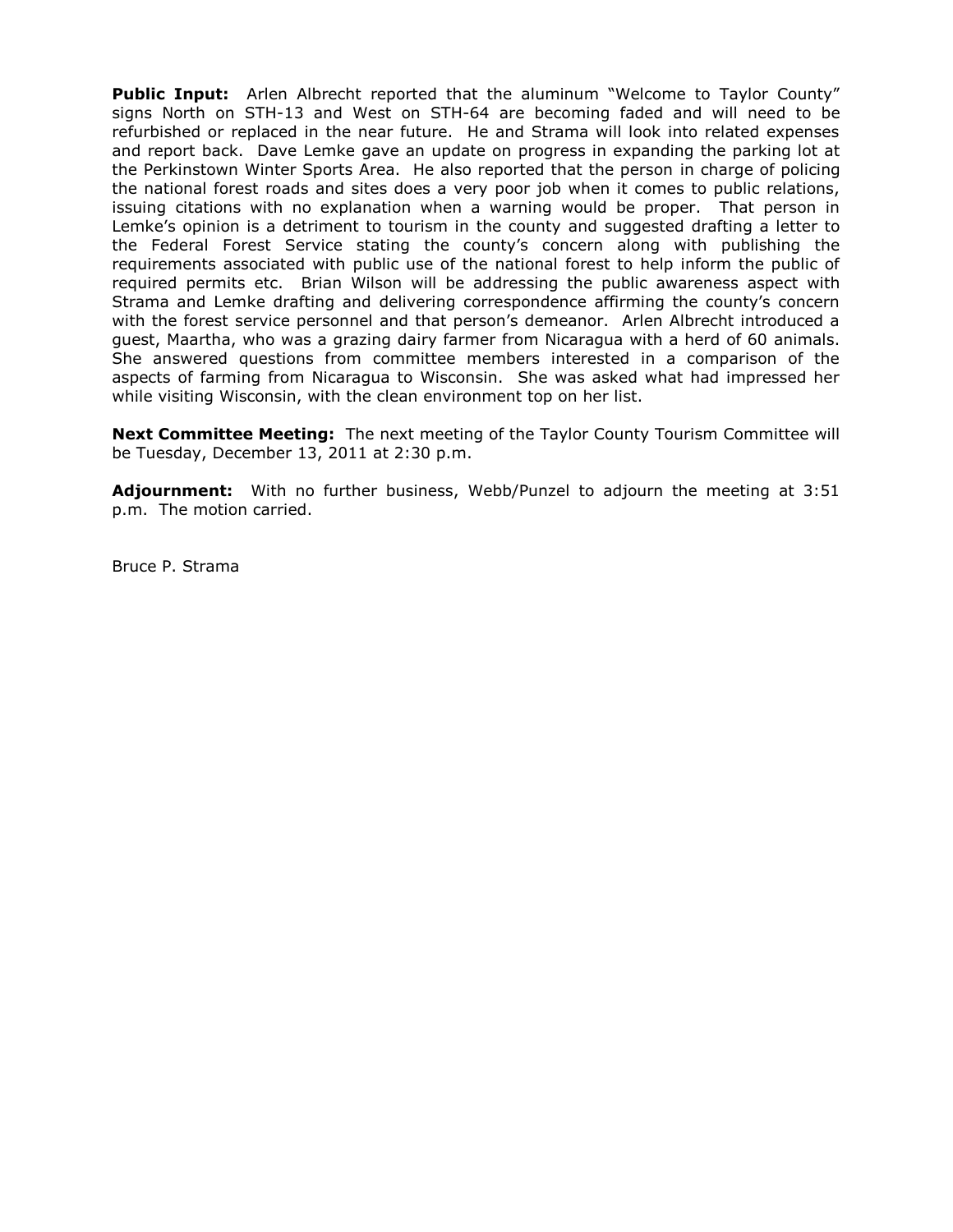**Public Input:** Arlen Albrecht reported that the aluminum "Welcome to Taylor County" signs North on STH-13 and West on STH-64 are becoming faded and will need to be refurbished or replaced in the near future. He and Strama will look into related expenses and report back. Dave Lemke gave an update on progress in expanding the parking lot at the Perkinstown Winter Sports Area. He also reported that the person in charge of policing the national forest roads and sites does a very poor job when it comes to public relations, issuing citations with no explanation when a warning would be proper. That person in Lemke's opinion is a detriment to tourism in the county and suggested drafting a letter to the Federal Forest Service stating the county's concern along with publishing the requirements associated with public use of the national forest to help inform the public of required permits etc. Brian Wilson will be addressing the public awareness aspect with Strama and Lemke drafting and delivering correspondence affirming the county's concern with the forest service personnel and that person's demeanor. Arlen Albrecht introduced a guest, Maartha, who was a grazing dairy farmer from Nicaragua with a herd of 60 animals. She answered questions from committee members interested in a comparison of the aspects of farming from Nicaragua to Wisconsin. She was asked what had impressed her while visiting Wisconsin, with the clean environment top on her list.

**Next Committee Meeting:** The next meeting of the Taylor County Tourism Committee will be Tuesday, December 13, 2011 at 2:30 p.m.

**Adjournment:** With no further business, Webb/Punzel to adjourn the meeting at 3:51 p.m. The motion carried.

Bruce P. Strama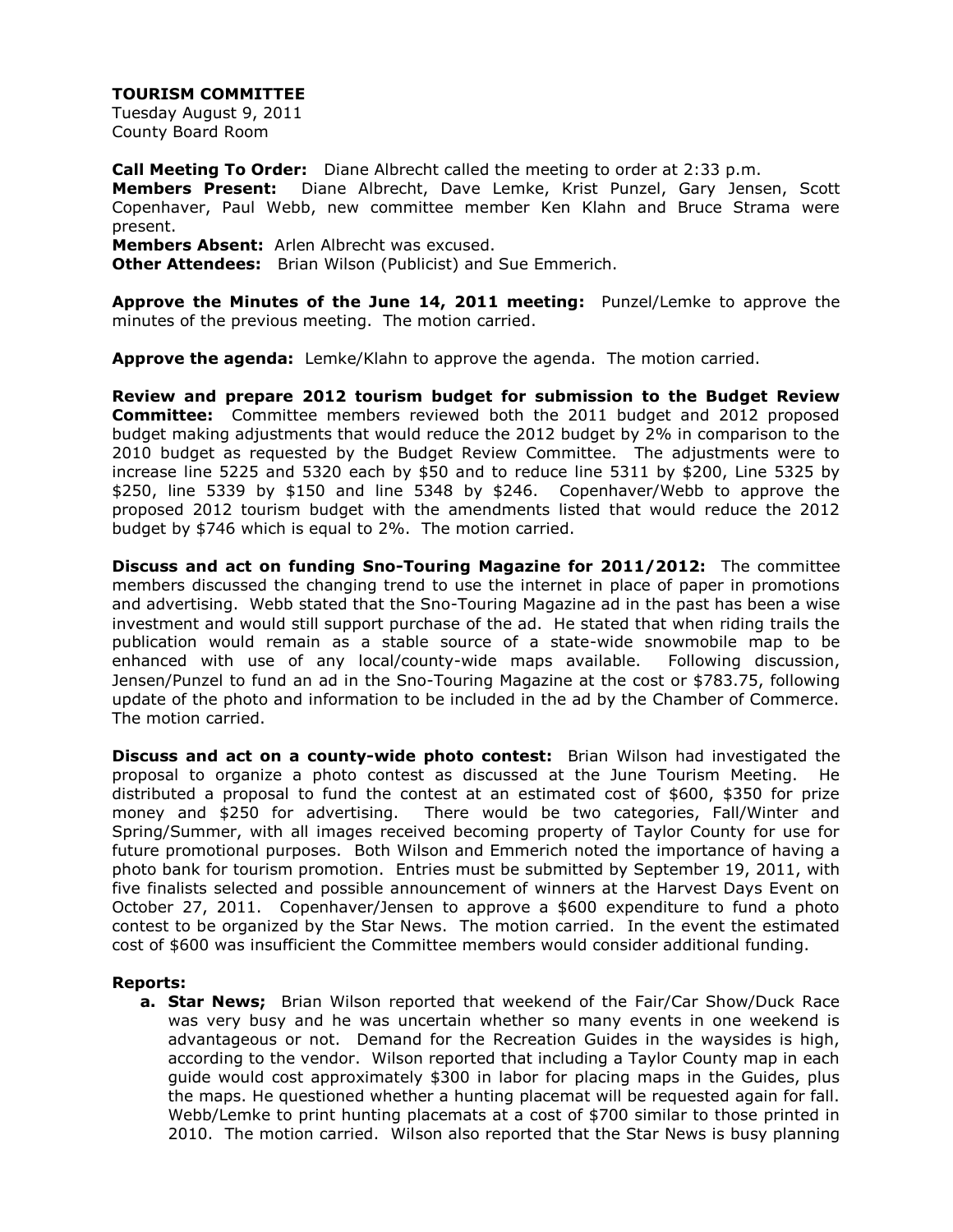**TOURISM COMMITTEE**
Tuesday August 9, 2011
County Board Room

**Call Meeting To Order:** Diane Albrecht called the meeting to order at 2:33 p.m.
**Members Present:** Diane Albrecht, Dave Lemke, Krist Punzel, Gary Jensen, Scott Copenhaver, Paul Webb, new committee member Ken Klahn and Bruce Strama were present.
**Members Absent:** Arlen Albrecht was excused.
**Other Attendees:** Brian Wilson (Publicist) and Sue Emmerich.

**Approve the Minutes of the June 14, 2011 meeting:** Punzel/Lemke to approve the minutes of the previous meeting. The motion carried.

**Approve the agenda:** Lemke/Klahn to approve the agenda. The motion carried.

**Review and prepare 2012 tourism budget for submission to the Budget Review Committee:** Committee members reviewed both the 2011 budget and 2012 proposed budget making adjustments that would reduce the 2012 budget by 2% in comparison to the 2010 budget as requested by the Budget Review Committee. The adjustments were to increase line 5225 and 5320 each by $50 and to reduce line 5311 by $200, Line 5325 by $250, line 5339 by $150 and line 5348 by $246. Copenhaver/Webb to approve the proposed 2012 tourism budget with the amendments listed that would reduce the 2012 budget by $746 which is equal to 2%. The motion carried.

**Discuss and act on funding Sno-Touring Magazine for 2011/2012:** The committee members discussed the changing trend to use the internet in place of paper in promotions and advertising. Webb stated that the Sno-Touring Magazine ad in the past has been a wise investment and would still support purchase of the ad. He stated that when riding trails the publication would remain as a stable source of a state-wide snowmobile map to be enhanced with use of any local/county-wide maps available. Following discussion, Jensen/Punzel to fund an ad in the Sno-Touring Magazine at the cost or $783.75, following update of the photo and information to be included in the ad by the Chamber of Commerce. The motion carried.

**Discuss and act on a county-wide photo contest:** Brian Wilson had investigated the proposal to organize a photo contest as discussed at the June Tourism Meeting. He distributed a proposal to fund the contest at an estimated cost of $600, $350 for prize money and $250 for advertising. There would be two categories, Fall/Winter and Spring/Summer, with all images received becoming property of Taylor County for use for future promotional purposes. Both Wilson and Emmerich noted the importance of having a photo bank for tourism promotion. Entries must be submitted by September 19, 2011, with five finalists selected and possible announcement of winners at the Harvest Days Event on October 27, 2011. Copenhaver/Jensen to approve a $600 expenditure to fund a photo contest to be organized by the Star News. The motion carried. In the event the estimated cost of $600 was insufficient the Committee members would consider additional funding.

**Reports:**

a. **Star News;** Brian Wilson reported that weekend of the Fair/Car Show/Duck Race was very busy and he was uncertain whether so many events in one weekend is advantageous or not. Demand for the Recreation Guides in the waysides is high, according to the vendor. Wilson reported that including a Taylor County map in each guide would cost approximately $300 in labor for placing maps in the Guides, plus the maps. He questioned whether a hunting placemat will be requested again for fall. Webb/Lemke to print hunting placemats at a cost of $700 similar to those printed in 2010. The motion carried. Wilson also reported that the Star News is busy planning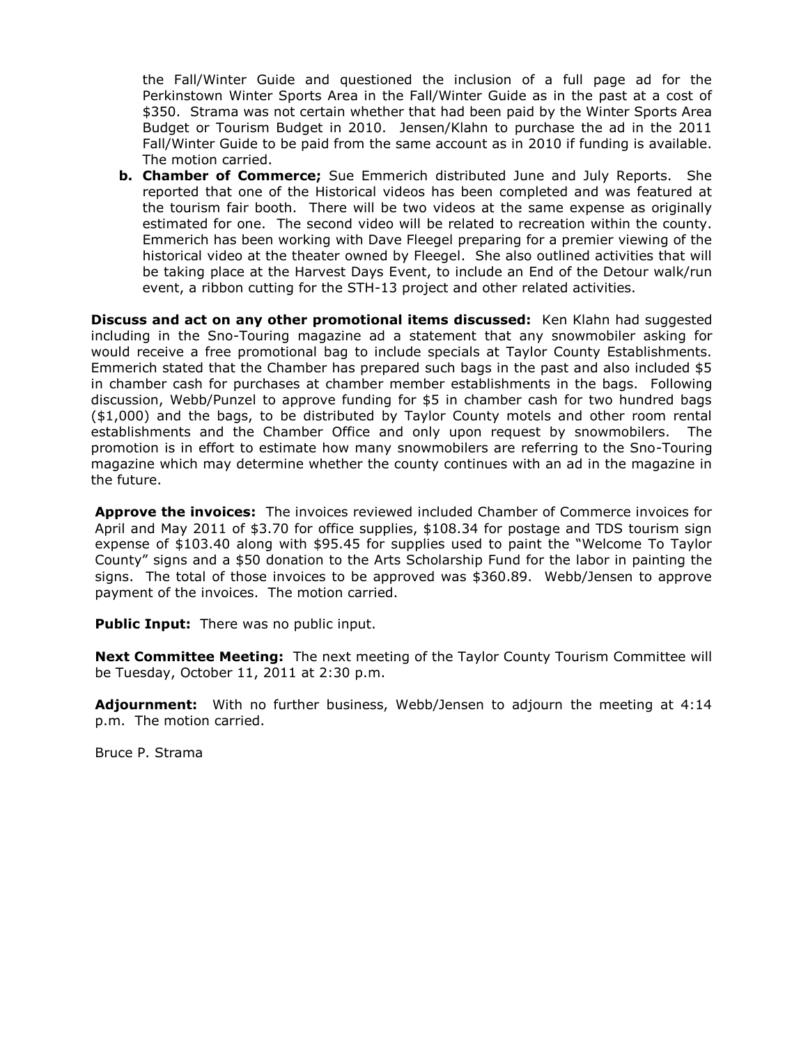the Fall/Winter Guide and questioned the inclusion of a full page ad for the Perkinstown Winter Sports Area in the Fall/Winter Guide as in the past at a cost of $350. Strama was not certain whether that had been paid by the Winter Sports Area Budget or Tourism Budget in 2010. Jensen/Klahn to purchase the ad in the 2011 Fall/Winter Guide to be paid from the same account as in 2010 if funding is available. The motion carried.

**b. Chamber of Commerce;** Sue Emmerich distributed June and July Reports. She reported that one of the Historical videos has been completed and was featured at the tourism fair booth. There will be two videos at the same expense as originally estimated for one. The second video will be related to recreation within the county. Emmerich has been working with Dave Fleegel preparing for a premier viewing of the historical video at the theater owned by Fleegel. She also outlined activities that will be taking place at the Harvest Days Event, to include an End of the Detour walk/run event, a ribbon cutting for the STH-13 project and other related activities.

**Discuss and act on any other promotional items discussed:** Ken Klahn had suggested including in the Sno-Touring magazine ad a statement that any snowmobiler asking for would receive a free promotional bag to include specials at Taylor County Establishments. Emmerich stated that the Chamber has prepared such bags in the past and also included $5 in chamber cash for purchases at chamber member establishments in the bags. Following discussion, Webb/Punzel to approve funding for $5 in chamber cash for two hundred bags ($1,000) and the bags, to be distributed by Taylor County motels and other room rental establishments and the Chamber Office and only upon request by snowmobilers. The promotion is in effort to estimate how many snowmobilers are referring to the Sno-Touring magazine which may determine whether the county continues with an ad in the magazine in the future.

**Approve the invoices:** The invoices reviewed included Chamber of Commerce invoices for April and May 2011 of $3.70 for office supplies, $108.34 for postage and TDS tourism sign expense of $103.40 along with $95.45 for supplies used to paint the "Welcome To Taylor County" signs and a $50 donation to the Arts Scholarship Fund for the labor in painting the signs. The total of those invoices to be approved was $360.89. Webb/Jensen to approve payment of the invoices. The motion carried.

**Public Input:** There was no public input.

**Next Committee Meeting:** The next meeting of the Taylor County Tourism Committee will be Tuesday, October 11, 2011 at 2:30 p.m.

**Adjournment:** With no further business, Webb/Jensen to adjourn the meeting at 4:14 p.m. The motion carried.

Bruce P. Strama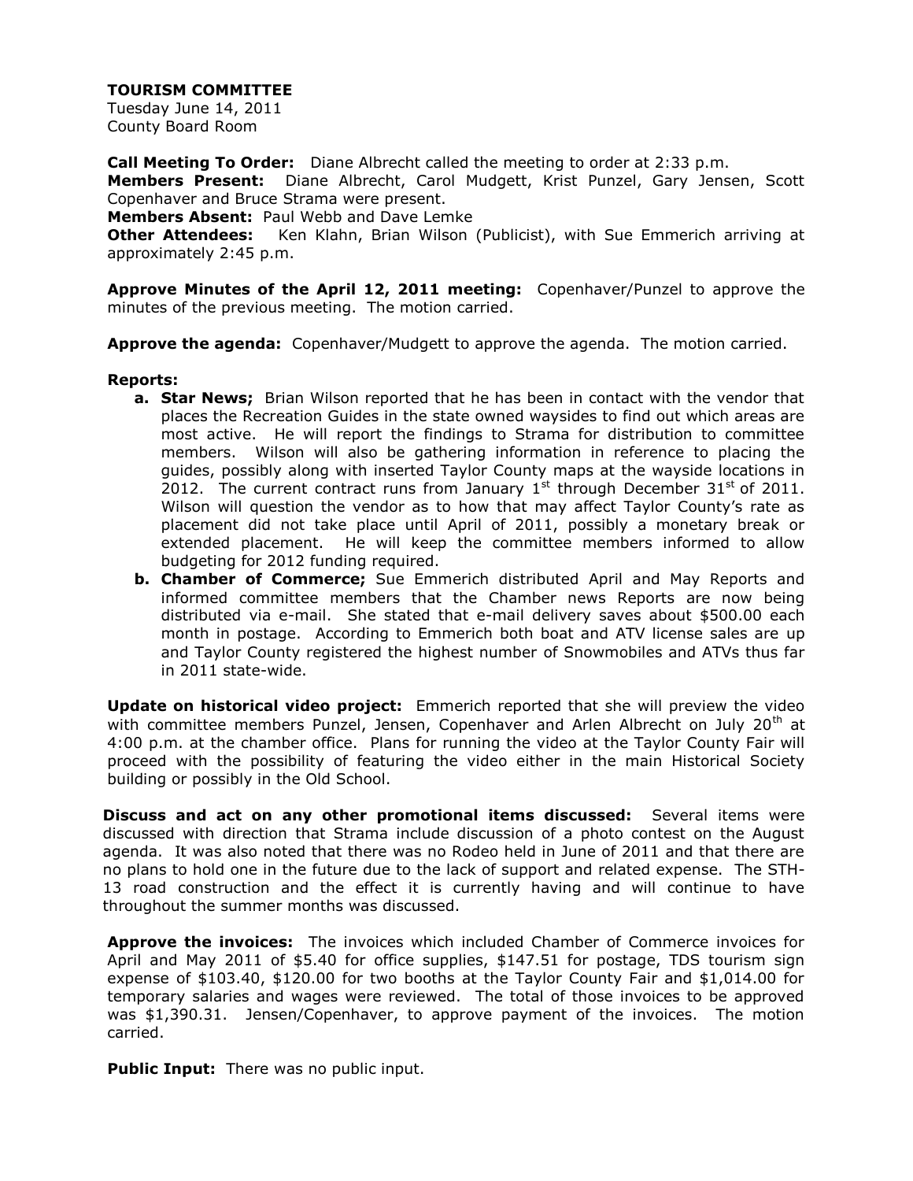**TOURISM COMMITTEE**
Tuesday June 14, 2011
County Board Room

**Call Meeting To Order:** Diane Albrecht called the meeting to order at 2:33 p.m.
**Members Present:** Diane Albrecht, Carol Mudgett, Krist Punzel, Gary Jensen, Scott Copenhaver and Bruce Strama were present.
**Members Absent:** Paul Webb and Dave Lemke
**Other Attendees:** Ken Klahn, Brian Wilson (Publicist), with Sue Emmerich arriving at approximately 2:45 p.m.

**Approve Minutes of the April 12, 2011 meeting:** Copenhaver/Punzel to approve the minutes of the previous meeting. The motion carried.

**Approve the agenda:** Copenhaver/Mudgett to approve the agenda. The motion carried.

**Reports:**

- **a. Star News;** Brian Wilson reported that he has been in contact with the vendor that places the Recreation Guides in the state owned waysides to find out which areas are most active. He will report the findings to Strama for distribution to committee members. Wilson will also be gathering information in reference to placing the guides, possibly along with inserted Taylor County maps at the wayside locations in 2012. The current contract runs from January 1st through December 31st of 2011. Wilson will question the vendor as to how that may affect Taylor County's rate as placement did not take place until April of 2011, possibly a monetary break or extended placement. He will keep the committee members informed to allow budgeting for 2012 funding required.
- **b. Chamber of Commerce;** Sue Emmerich distributed April and May Reports and informed committee members that the Chamber news Reports are now being distributed via e-mail. She stated that e-mail delivery saves about $500.00 each month in postage. According to Emmerich both boat and ATV license sales are up and Taylor County registered the highest number of Snowmobiles and ATVs thus far in 2011 state-wide.

**Update on historical video project:** Emmerich reported that she will preview the video with committee members Punzel, Jensen, Copenhaver and Arlen Albrecht on July 20th at 4:00 p.m. at the chamber office. Plans for running the video at the Taylor County Fair will proceed with the possibility of featuring the video either in the main Historical Society building or possibly in the Old School.

**Discuss and act on any other promotional items discussed:** Several items were discussed with direction that Strama include discussion of a photo contest on the August agenda. It was also noted that there was no Rodeo held in June of 2011 and that there are no plans to hold one in the future due to the lack of support and related expense. The STH-13 road construction and the effect it is currently having and will continue to have throughout the summer months was discussed.

**Approve the invoices:** The invoices which included Chamber of Commerce invoices for April and May 2011 of $5.40 for office supplies, $147.51 for postage, TDS tourism sign expense of $103.40, $120.00 for two booths at the Taylor County Fair and $1,014.00 for temporary salaries and wages were reviewed. The total of those invoices to be approved was $1,390.31. Jensen/Copenhaver, to approve payment of the invoices. The motion carried.

**Public Input:** There was no public input.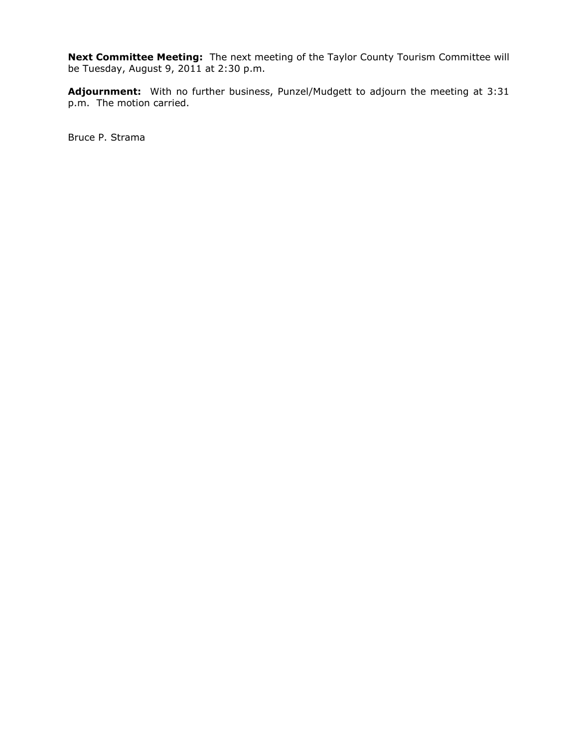**Next Committee Meeting:** The next meeting of the Taylor County Tourism Committee will be Tuesday, August 9, 2011 at 2:30 p.m.

**Adjournment:** With no further business, Punzel/Mudgett to adjourn the meeting at 3:31 p.m. The motion carried.

Bruce P. Strama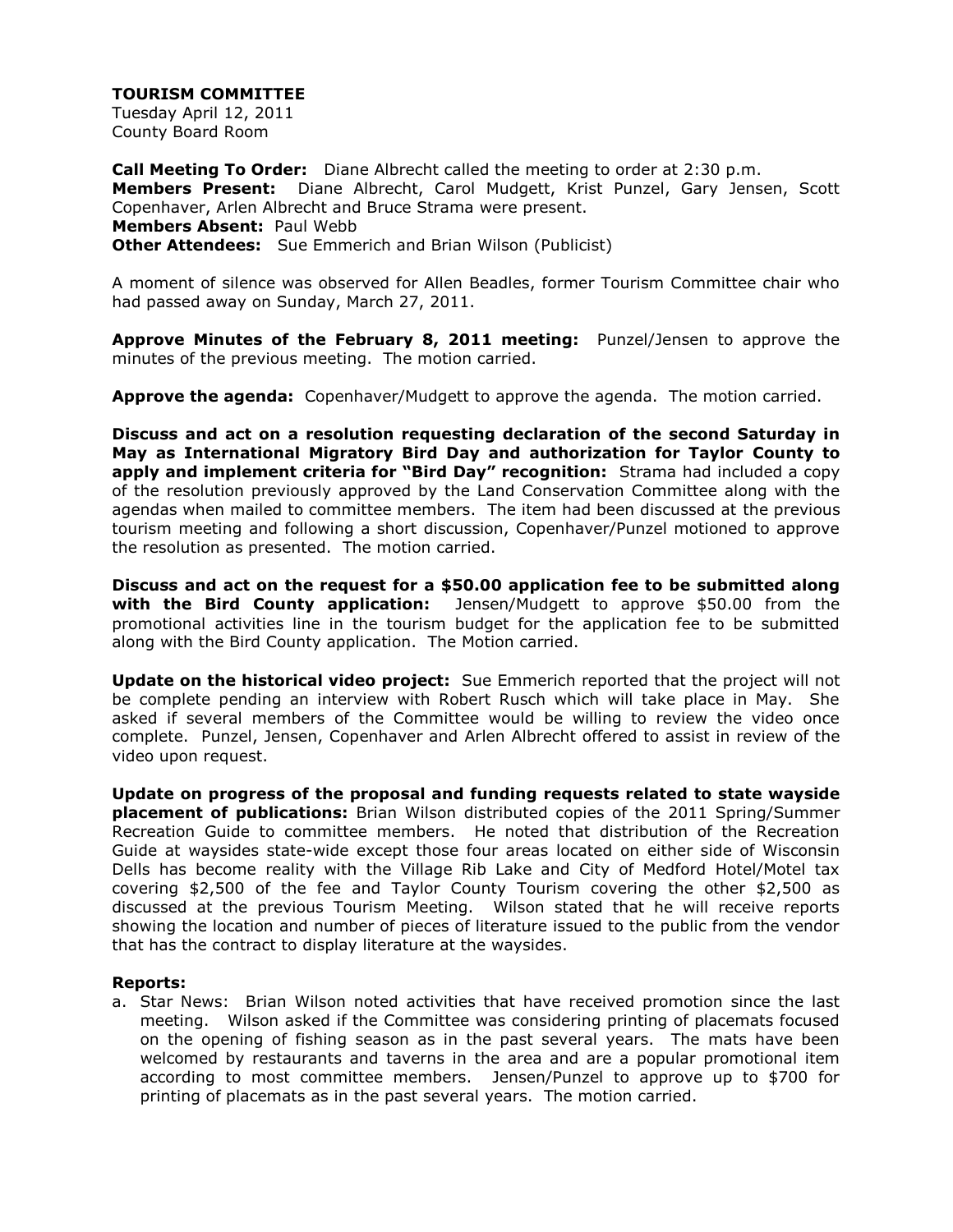**TOURISM COMMITTEE**
Tuesday April 12, 2011
County Board Room

**Call Meeting To Order:** Diane Albrecht called the meeting to order at 2:30 p.m.
**Members Present:** Diane Albrecht, Carol Mudgett, Krist Punzel, Gary Jensen, Scott Copenhaver, Arlen Albrecht and Bruce Strama were present.
**Members Absent:** Paul Webb
**Other Attendees:** Sue Emmerich and Brian Wilson (Publicist)

A moment of silence was observed for Allen Beadles, former Tourism Committee chair who had passed away on Sunday, March 27, 2011.

**Approve Minutes of the February 8, 2011 meeting:** Punzel/Jensen to approve the minutes of the previous meeting. The motion carried.

**Approve the agenda:** Copenhaver/Mudgett to approve the agenda. The motion carried.

**Discuss and act on a resolution requesting declaration of the second Saturday in May as International Migratory Bird Day and authorization for Taylor County to apply and implement criteria for "Bird Day" recognition:** Strama had included a copy of the resolution previously approved by the Land Conservation Committee along with the agendas when mailed to committee members. The item had been discussed at the previous tourism meeting and following a short discussion, Copenhaver/Punzel motioned to approve the resolution as presented. The motion carried.

**Discuss and act on the request for a $50.00 application fee to be submitted along with the Bird County application:** Jensen/Mudgett to approve $50.00 from the promotional activities line in the tourism budget for the application fee to be submitted along with the Bird County application. The Motion carried.

**Update on the historical video project:** Sue Emmerich reported that the project will not be complete pending an interview with Robert Rusch which will take place in May. She asked if several members of the Committee would be willing to review the video once complete. Punzel, Jensen, Copenhaver and Arlen Albrecht offered to assist in review of the video upon request.

**Update on progress of the proposal and funding requests related to state wayside placement of publications:** Brian Wilson distributed copies of the 2011 Spring/Summer Recreation Guide to committee members. He noted that distribution of the Recreation Guide at waysides state-wide except those four areas located on either side of Wisconsin Dells has become reality with the Village Rib Lake and City of Medford Hotel/Motel tax covering $2,500 of the fee and Taylor County Tourism covering the other $2,500 as discussed at the previous Tourism Meeting. Wilson stated that he will receive reports showing the location and number of pieces of literature issued to the public from the vendor that has the contract to display literature at the waysides.

**Reports:**

a. Star News: Brian Wilson noted activities that have received promotion since the last meeting. Wilson asked if the Committee was considering printing of placemats focused on the opening of fishing season as in the past several years. The mats have been welcomed by restaurants and taverns in the area and are a popular promotional item according to most committee members. Jensen/Punzel to approve up to $700 for printing of placemats as in the past several years. The motion carried.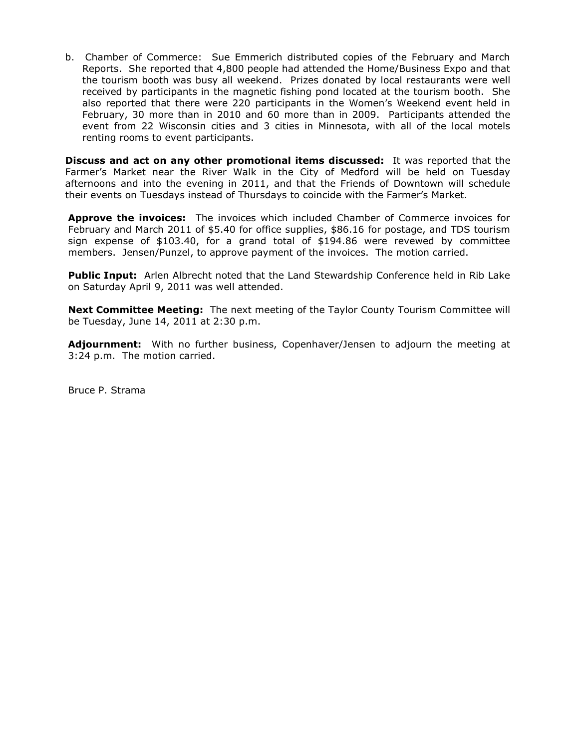b. Chamber of Commerce: Sue Emmerich distributed copies of the February and March Reports. She reported that 4,800 people had attended the Home/Business Expo and that the tourism booth was busy all weekend. Prizes donated by local restaurants were well received by participants in the magnetic fishing pond located at the tourism booth. She also reported that there were 220 participants in the Women's Weekend event held in February, 30 more than in 2010 and 60 more than in 2009. Participants attended the event from 22 Wisconsin cities and 3 cities in Minnesota, with all of the local motels renting rooms to event participants.

**Discuss and act on any other promotional items discussed:** It was reported that the Farmer's Market near the River Walk in the City of Medford will be held on Tuesday afternoons and into the evening in 2011, and that the Friends of Downtown will schedule their events on Tuesdays instead of Thursdays to coincide with the Farmer's Market.

**Approve the invoices:** The invoices which included Chamber of Commerce invoices for February and March 2011 of $5.40 for office supplies, $86.16 for postage, and TDS tourism sign expense of $103.40, for a grand total of $194.86 were revewed by committee members. Jensen/Punzel, to approve payment of the invoices. The motion carried.

**Public Input:** Arlen Albrecht noted that the Land Stewardship Conference held in Rib Lake on Saturday April 9, 2011 was well attended.

**Next Committee Meeting:** The next meeting of the Taylor County Tourism Committee will be Tuesday, June 14, 2011 at 2:30 p.m.

**Adjournment:** With no further business, Copenhaver/Jensen to adjourn the meeting at 3:24 p.m. The motion carried.

Bruce P. Strama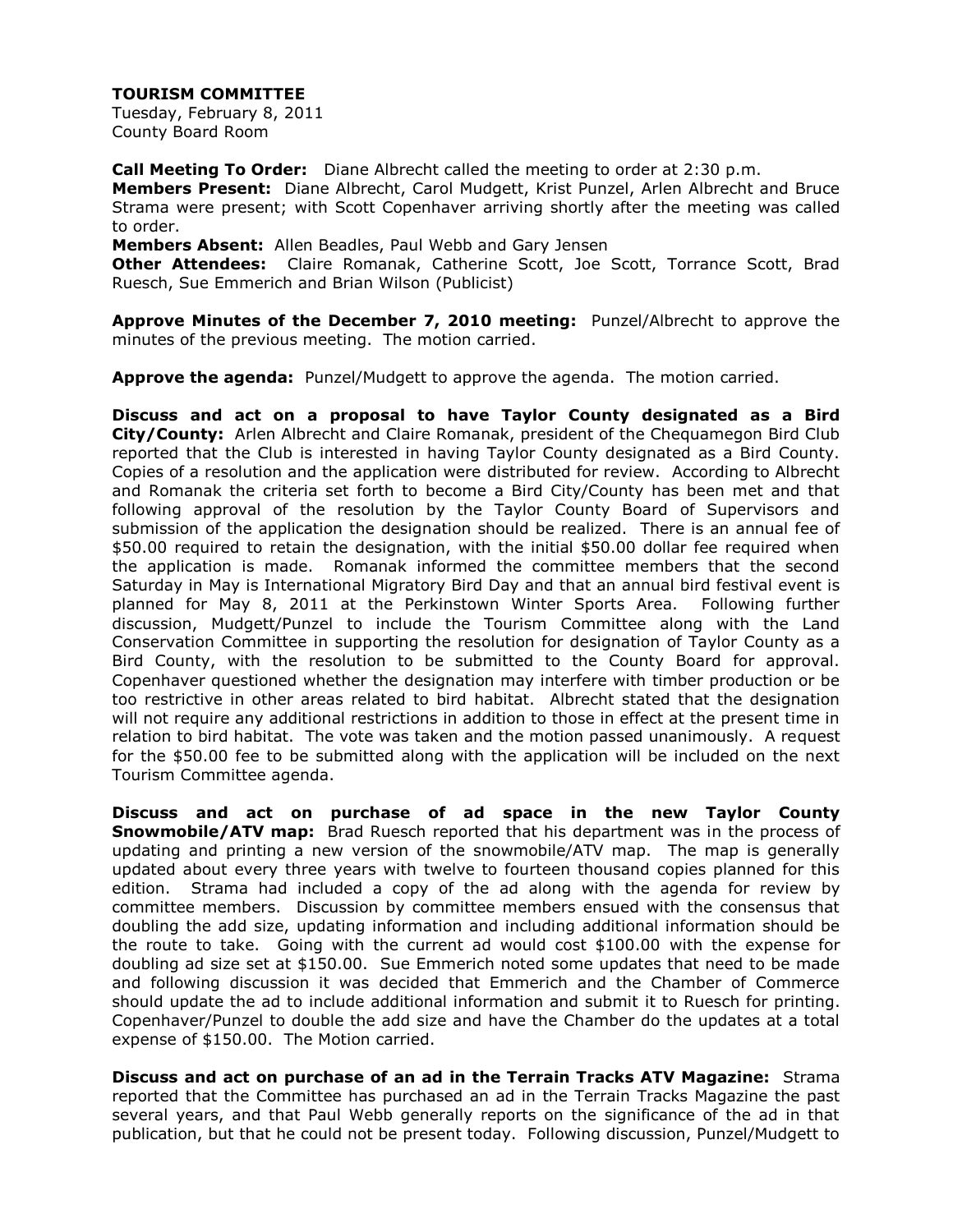**TOURISM COMMITTEE**
Tuesday, February 8, 2011
County Board Room

**Call Meeting To Order:** Diane Albrecht called the meeting to order at 2:30 p.m.
**Members Present:** Diane Albrecht, Carol Mudgett, Krist Punzel, Arlen Albrecht and Bruce Strama were present; with Scott Copenhaver arriving shortly after the meeting was called to order.
**Members Absent:** Allen Beadles, Paul Webb and Gary Jensen
**Other Attendees:** Claire Romanak, Catherine Scott, Joe Scott, Torrance Scott, Brad Ruesch, Sue Emmerich and Brian Wilson (Publicist)

**Approve Minutes of the December 7, 2010 meeting:** Punzel/Albrecht to approve the minutes of the previous meeting. The motion carried.

**Approve the agenda:** Punzel/Mudgett to approve the agenda. The motion carried.

**Discuss and act on a proposal to have Taylor County designated as a Bird City/County:** Arlen Albrecht and Claire Romanak, president of the Chequamegon Bird Club reported that the Club is interested in having Taylor County designated as a Bird County. Copies of a resolution and the application were distributed for review. According to Albrecht and Romanak the criteria set forth to become a Bird City/County has been met and that following approval of the resolution by the Taylor County Board of Supervisors and submission of the application the designation should be realized. There is an annual fee of $50.00 required to retain the designation, with the initial $50.00 dollar fee required when the application is made. Romanak informed the committee members that the second Saturday in May is International Migratory Bird Day and that an annual bird festival event is planned for May 8, 2011 at the Perkinstown Winter Sports Area. Following further discussion, Mudgett/Punzel to include the Tourism Committee along with the Land Conservation Committee in supporting the resolution for designation of Taylor County as a Bird County, with the resolution to be submitted to the County Board for approval. Copenhaver questioned whether the designation may interfere with timber production or be too restrictive in other areas related to bird habitat. Albrecht stated that the designation will not require any additional restrictions in addition to those in effect at the present time in relation to bird habitat. The vote was taken and the motion passed unanimously. A request for the $50.00 fee to be submitted along with the application will be included on the next Tourism Committee agenda.

**Discuss and act on purchase of ad space in the new Taylor County Snowmobile/ATV map:** Brad Ruesch reported that his department was in the process of updating and printing a new version of the snowmobile/ATV map. The map is generally updated about every three years with twelve to fourteen thousand copies planned for this edition. Strama had included a copy of the ad along with the agenda for review by committee members. Discussion by committee members ensued with the consensus that doubling the add size, updating information and including additional information should be the route to take. Going with the current ad would cost $100.00 with the expense for doubling ad size set at $150.00. Sue Emmerich noted some updates that need to be made and following discussion it was decided that Emmerich and the Chamber of Commerce should update the ad to include additional information and submit it to Ruesch for printing. Copenhaver/Punzel to double the add size and have the Chamber do the updates at a total expense of $150.00. The Motion carried.

**Discuss and act on purchase of an ad in the Terrain Tracks ATV Magazine:** Strama reported that the Committee has purchased an ad in the Terrain Tracks Magazine the past several years, and that Paul Webb generally reports on the significance of the ad in that publication, but that he could not be present today. Following discussion, Punzel/Mudgett to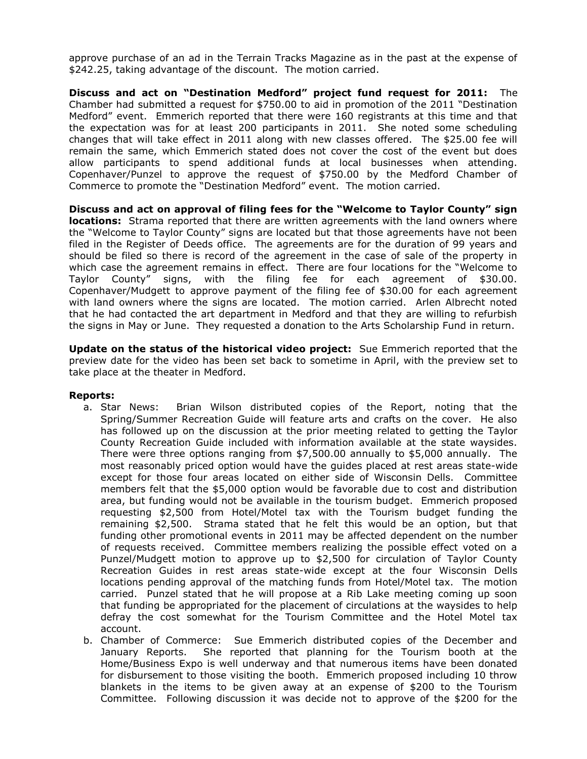approve purchase of an ad in the Terrain Tracks Magazine as in the past at the expense of $242.25, taking advantage of the discount. The motion carried.

**Discuss and act on "Destination Medford" project fund request for 2011:** The Chamber had submitted a request for $750.00 to aid in promotion of the 2011 "Destination Medford" event. Emmerich reported that there were 160 registrants at this time and that the expectation was for at least 200 participants in 2011. She noted some scheduling changes that will take effect in 2011 along with new classes offered. The $25.00 fee will remain the same, which Emmerich stated does not cover the cost of the event but does allow participants to spend additional funds at local businesses when attending. Copenhaver/Punzel to approve the request of $750.00 by the Medford Chamber of Commerce to promote the "Destination Medford" event. The motion carried.

**Discuss and act on approval of filing fees for the "Welcome to Taylor County" sign locations:** Strama reported that there are written agreements with the land owners where the "Welcome to Taylor County" signs are located but that those agreements have not been filed in the Register of Deeds office. The agreements are for the duration of 99 years and should be filed so there is record of the agreement in the case of sale of the property in which case the agreement remains in effect. There are four locations for the "Welcome to Taylor County" signs, with the filing fee for each agreement of $30.00. Copenhaver/Mudgett to approve payment of the filing fee of $30.00 for each agreement with land owners where the signs are located. The motion carried. Arlen Albrecht noted that he had contacted the art department in Medford and that they are willing to refurbish the signs in May or June. They requested a donation to the Arts Scholarship Fund in return.

**Update on the status of the historical video project:** Sue Emmerich reported that the preview date for the video has been set back to sometime in April, with the preview set to take place at the theater in Medford.

**Reports:**

a. Star News: Brian Wilson distributed copies of the Report, noting that the Spring/Summer Recreation Guide will feature arts and crafts on the cover. He also has followed up on the discussion at the prior meeting related to getting the Taylor County Recreation Guide included with information available at the state waysides. There were three options ranging from $7,500.00 annually to $5,000 annually. The most reasonably priced option would have the guides placed at rest areas state-wide except for those four areas located on either side of Wisconsin Dells. Committee members felt that the $5,000 option would be favorable due to cost and distribution area, but funding would not be available in the tourism budget. Emmerich proposed requesting $2,500 from Hotel/Motel tax with the Tourism budget funding the remaining $2,500. Strama stated that he felt this would be an option, but that funding other promotional events in 2011 may be affected dependent on the number of requests received. Committee members realizing the possible effect voted on a Punzel/Mudgett motion to approve up to $2,500 for circulation of Taylor County Recreation Guides in rest areas state-wide except at the four Wisconsin Dells locations pending approval of the matching funds from Hotel/Motel tax. The motion carried. Punzel stated that he will propose at a Rib Lake meeting coming up soon that funding be appropriated for the placement of circulations at the waysides to help defray the cost somewhat for the Tourism Committee and the Hotel Motel tax account.

b. Chamber of Commerce: Sue Emmerich distributed copies of the December and January Reports. She reported that planning for the Tourism booth at the Home/Business Expo is well underway and that numerous items have been donated for disbursement to those visiting the booth. Emmerich proposed including 10 throw blankets in the items to be given away at an expense of $200 to the Tourism Committee. Following discussion it was decide not to approve of the $200 for the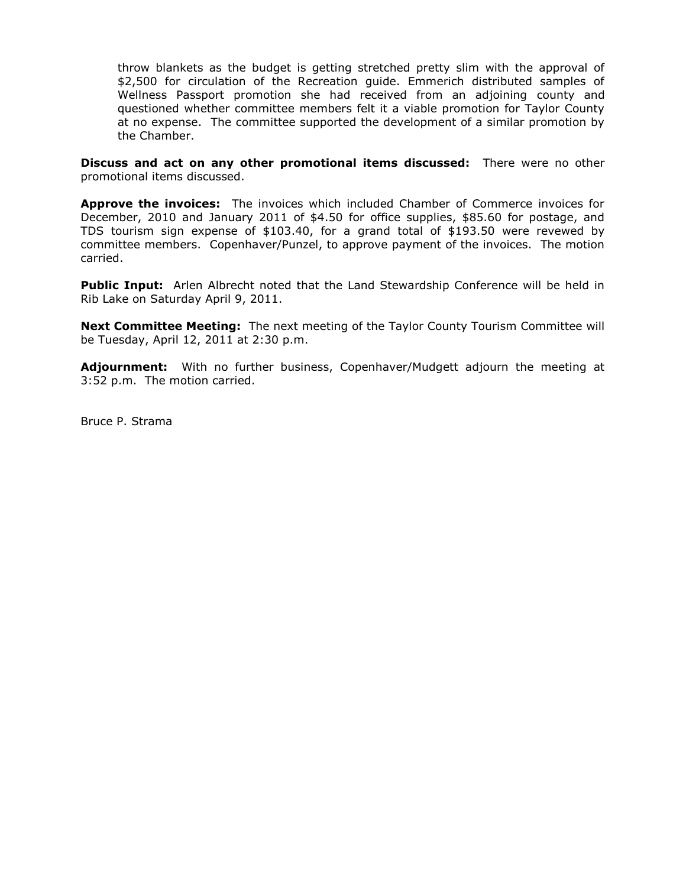throw blankets as the budget is getting stretched pretty slim with the approval of $2,500 for circulation of the Recreation guide. Emmerich distributed samples of Wellness Passport promotion she had received from an adjoining county and questioned whether committee members felt it a viable promotion for Taylor County at no expense. The committee supported the development of a similar promotion by the Chamber.

**Discuss and act on any other promotional items discussed:** There were no other promotional items discussed.

**Approve the invoices:** The invoices which included Chamber of Commerce invoices for December, 2010 and January 2011 of $4.50 for office supplies, $85.60 for postage, and TDS tourism sign expense of $103.40, for a grand total of $193.50 were revewed by committee members. Copenhaver/Punzel, to approve payment of the invoices. The motion carried.

**Public Input:** Arlen Albrecht noted that the Land Stewardship Conference will be held in Rib Lake on Saturday April 9, 2011.

**Next Committee Meeting:** The next meeting of the Taylor County Tourism Committee will be Tuesday, April 12, 2011 at 2:30 p.m.

**Adjournment:** With no further business, Copenhaver/Mudgett adjourn the meeting at 3:52 p.m. The motion carried.

Bruce P. Strama